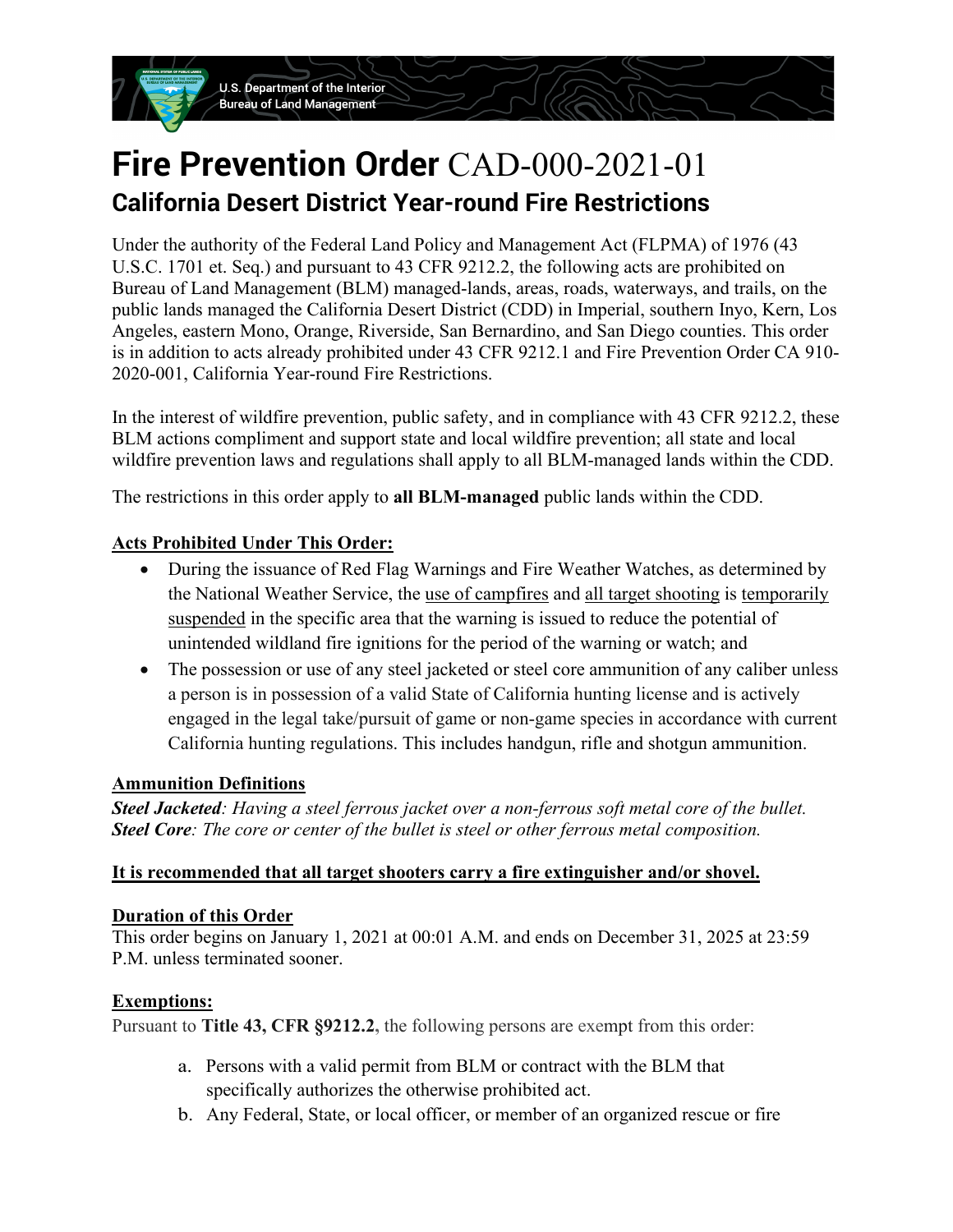U.S. Department of the Interior
Bureau of Land Management

# **Fire Prevention Order** CAD-000-2021-01

## California Desert District Year-round Fire Restrictions

Under the authority of the Federal Land Policy and Management Act (FLPMA) of 1976 (43 U.S.C. 1701 et. Seq.) and pursuant to 43 CFR 9212.2, the following acts are prohibited on Bureau of Land Management (BLM) managed-lands, areas, roads, waterways, and trails, on the public lands managed the California Desert District (CDD) in Imperial, southern Inyo, Kern, Los Angeles, eastern Mono, Orange, Riverside, San Bernardino, and San Diego counties. This order is in addition to acts already prohibited under 43 CFR 9212.1 and Fire Prevention Order CA 910-2020-001, California Year-round Fire Restrictions.

In the interest of wildfire prevention, public safety, and in compliance with 43 CFR 9212.2, these BLM actions compliment and support state and local wildfire prevention; all state and local wildfire prevention laws and regulations shall apply to all BLM-managed lands within the CDD.

The restrictions in this order apply to **all BLM-managed** public lands within the CDD.

**Acts Prohibited Under This Order:**

- During the issuance of Red Flag Warnings and Fire Weather Watches, as determined by the National Weather Service, the use of campfires and all target shooting is temporarily suspended in the specific area that the warning is issued to reduce the potential of unintended wildland fire ignitions for the period of the warning or watch; and
- The possession or use of any steel jacketed or steel core ammunition of any caliber unless a person is in possession of a valid State of California hunting license and is actively engaged in the legal take/pursuit of game or non-game species in accordance with current California hunting regulations. This includes handgun, rifle and shotgun ammunition.

**Ammunition Definitions**

***Steel Jacketed****: Having a steel ferrous jacket over a non-ferrous soft metal core of the bullet.*
***Steel Core****: The core or center of the bullet is steel or other ferrous metal composition.*

**It is recommended that all target shooters carry a fire extinguisher and/or shovel.**

**Duration of this Order**

This order begins on January 1, 2021 at 00:01 A.M. and ends on December 31, 2025 at 23:59 P.M. unless terminated sooner.

**Exemptions:**

Pursuant to **Title 43, CFR §9212.2**, the following persons are exempt from this order:

a. Persons with a valid permit from BLM or contract with the BLM that specifically authorizes the otherwise prohibited act.
b. Any Federal, State, or local officer, or member of an organized rescue or fire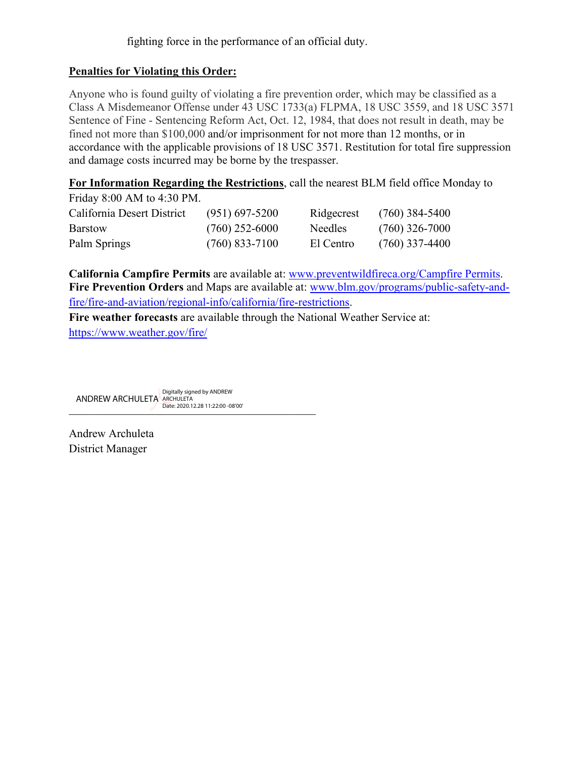fighting force in the performance of an official duty.

**Penalties for Violating this Order:**

Anyone who is found guilty of violating a fire prevention order, which may be classified as a Class A Misdemeanor Offense under 43 USC 1733(a) FLPMA, 18 USC 3559, and 18 USC 3571 Sentence of Fine - Sentencing Reform Act, Oct. 12, 1984, that does not result in death, may be fined not more than $100,000 and/or imprisonment for not more than 12 months, or in accordance with the applicable provisions of 18 USC 3571. Restitution for total fire suppression and damage costs incurred may be borne by the trespasser.

**For Information Regarding the Restrictions**, call the nearest BLM field office Monday to Friday 8:00 AM to 4:30 PM.

| | | | |
|---|---|---|---|
| California Desert District | (951) 697-5200 | Ridgecrest | (760) 384-5400 |
| Barstow | (760) 252-6000 | Needles | (760) 326-7000 |
| Palm Springs | (760) 833-7100 | El Centro | (760) 337-4400 |

**California Campfire Permits** are available at: www.preventwildfireca.org/Campfire Permits.
**Fire Prevention Orders** and Maps are available at: www.blm.gov/programs/public-safety-and-fire/fire-and-aviation/regional-info/california/fire-restrictions.
**Fire weather forecasts** are available through the National Weather Service at: https://www.weather.gov/fire/

ANDREW ARCHULETA Digitally signed by ANDREW ARCHULETA Date: 2020.12.28 11:22:00 -08'00'

Andrew Archuleta
District Manager